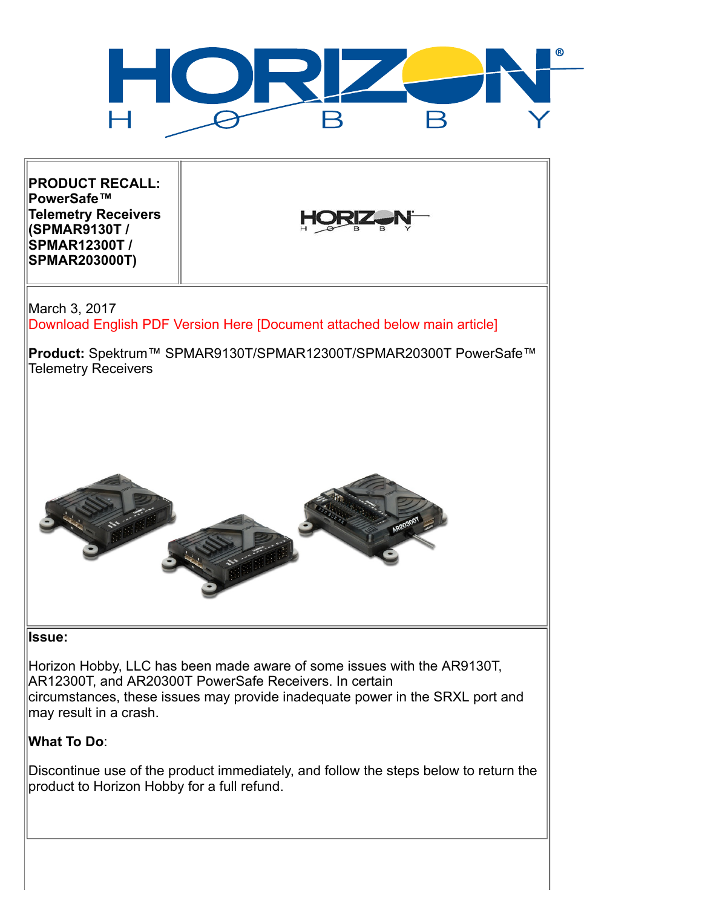**PRODUCT RECALL: PowerSafe™ Telemetry Receivers (SPMAR9130T / SPMAR12300T / SPMAR203000T)**

March 3, 2017

Download English PDF Version Here [Document attached below main article]

**Product:** Spektrum™ SPMAR9130T/SPMAR12300T/SPMAR20300T PowerSafe™ Telemetry Receivers

**Issue:**

Horizon Hobby, LLC has been made aware of some issues with the AR9130T, AR12300T, and AR20300T PowerSafe Receivers. In certain circumstances, these issues may provide inadequate power in the SRXL port and may result in a crash.

**What To Do**:

Discontinue use of the product immediately, and follow the steps below to return the product to Horizon Hobby for a full refund.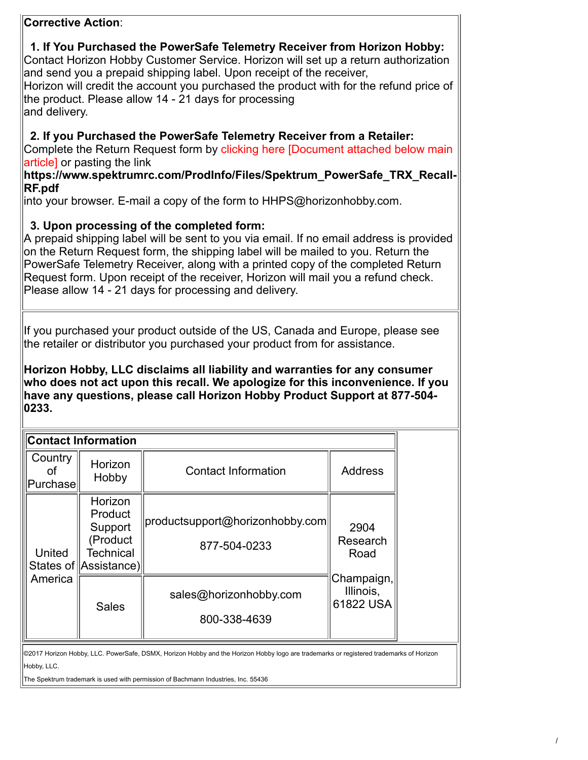**Corrective Action**:

**1. If You Purchased the PowerSafe Telemetry Receiver from Horizon Hobby:**
Contact Horizon Hobby Customer Service. Horizon will set up a return authorization and send you a prepaid shipping label. Upon receipt of the receiver, Horizon will credit the account you purchased the product with for the refund price of the product. Please allow 14 - 21 days for processing and delivery.

**2. If you Purchased the PowerSafe Telemetry Receiver from a Retailer:**
Complete the Return Request form by clicking here [Document attached below main article] or pasting the link
**https://www.spektrumrc.com/ProdInfo/Files/Spektrum_PowerSafe_TRX_Recall-RF.pdf**
into your browser. E-mail a copy of the form to HHPS@horizonhobby.com.

**3. Upon processing of the completed form:**
A prepaid shipping label will be sent to you via email. If no email address is provided on the Return Request form, the shipping label will be mailed to you. Return the PowerSafe Telemetry Receiver, along with a printed copy of the completed Return Request form. Upon receipt of the receiver, Horizon will mail you a refund check. Please allow 14 - 21 days for processing and delivery.

If you purchased your product outside of the US, Canada and Europe, please see the retailer or distributor you purchased your product from for assistance.

**Horizon Hobby, LLC disclaims all liability and warranties for any consumer who does not act upon this recall. We apologize for this inconvenience. If you have any questions, please call Horizon Hobby Product Support at 877-504-0233.**

**Contact Information**

| Country of Purchase | Horizon Hobby | Contact Information | Address |
|---|---|---|---|
| United States of America | Horizon Product Support (Product Technical Assistance) | productsupport@horizonhobby.com<br>877-504-0233 | 2904 Research Road<br>Champaign, Illinois, 61822 USA |
| | Sales | sales@horizonhobby.com<br>800-338-4639 | |

©2017 Horizon Hobby, LLC. PowerSafe, DSMX, Horizon Hobby and the Horizon Hobby logo are trademarks or registered trademarks of Horizon Hobby, LLC.

The Spektrum trademark is used with permission of Bachmann Industries, Inc. 55436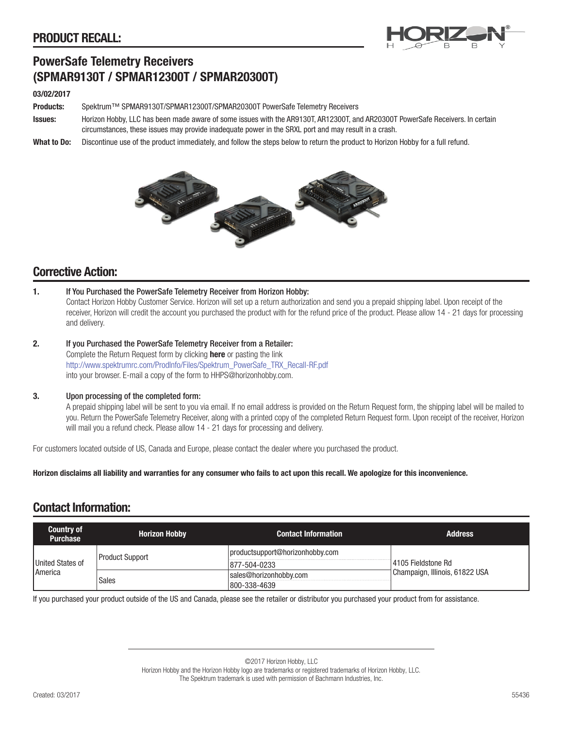# PRODUCT RECALL:

## PowerSafe Telemetry Receivers (SPMAR9130T / SPMAR12300T / SPMAR20300T)

**03/02/2017**

**Products:** Spektrum™ SPMAR9130T/SPMAR12300T/SPMAR20300T PowerSafe Telemetry Receivers

**Issues:** Horizon Hobby, LLC has been made aware of some issues with the AR9130T, AR12300T, and AR20300T PowerSafe Receivers. In certain circumstances, these issues may provide inadequate power in the SRXL port and may result in a crash.

**What to Do:** Discontinue use of the product immediately, and follow the steps below to return the product to Horizon Hobby for a full refund.

## Corrective Action:

**1. If You Purchased the PowerSafe Telemetry Receiver from Horizon Hobby:**
Contact Horizon Hobby Customer Service. Horizon will set up a return authorization and send you a prepaid shipping label. Upon receipt of the receiver, Horizon will credit the account you purchased the product with for the refund price of the product. Please allow 14 - 21 days for processing and delivery.

**2. If you Purchased the PowerSafe Telemetry Receiver from a Retailer:**
Complete the Return Request form by clicking **here** or pasting the link
http://www.spektrumrc.com/ProdInfo/Files/Spektrum_PowerSafe_TRX_Recall-RF.pdf
into your browser. E-mail a copy of the form to HHPS@horizonhobby.com.

**3. Upon processing of the completed form:**
A prepaid shipping label will be sent to you via email. If no email address is provided on the Return Request form, the shipping label will be mailed to you. Return the PowerSafe Telemetry Receiver, along with a printed copy of the completed Return Request form. Upon receipt of the receiver, Horizon will mail you a refund check. Please allow 14 - 21 days for processing and delivery.

For customers located outside of US, Canada and Europe, please contact the dealer where you purchased the product.

**Horizon disclaims all liability and warranties for any consumer who fails to act upon this recall. We apologize for this inconvenience.**

## Contact Information:

| Country of Purchase | Horizon Hobby | Contact Information | Address |
|---|---|---|---|
| United States of America | Product Support | productsupport@horizonhobby.com | 4105 Fieldstone Rd Champaign, Illinois, 61822 USA |
| | | 877-504-0233 | |
| | Sales | sales@horizonhobby.com | |
| | | 800-338-4639 | |

If you purchased your product outside of the US and Canada, please see the retailer or distributor you purchased your product from for assistance.

©2017 Horizon Hobby, LLC
Horizon Hobby and the Horizon Hobby logo are trademarks or registered trademarks of Horizon Hobby, LLC.
The Spektrum trademark is used with permission of Bachmann Industries, Inc.

Created: 03/2017 55436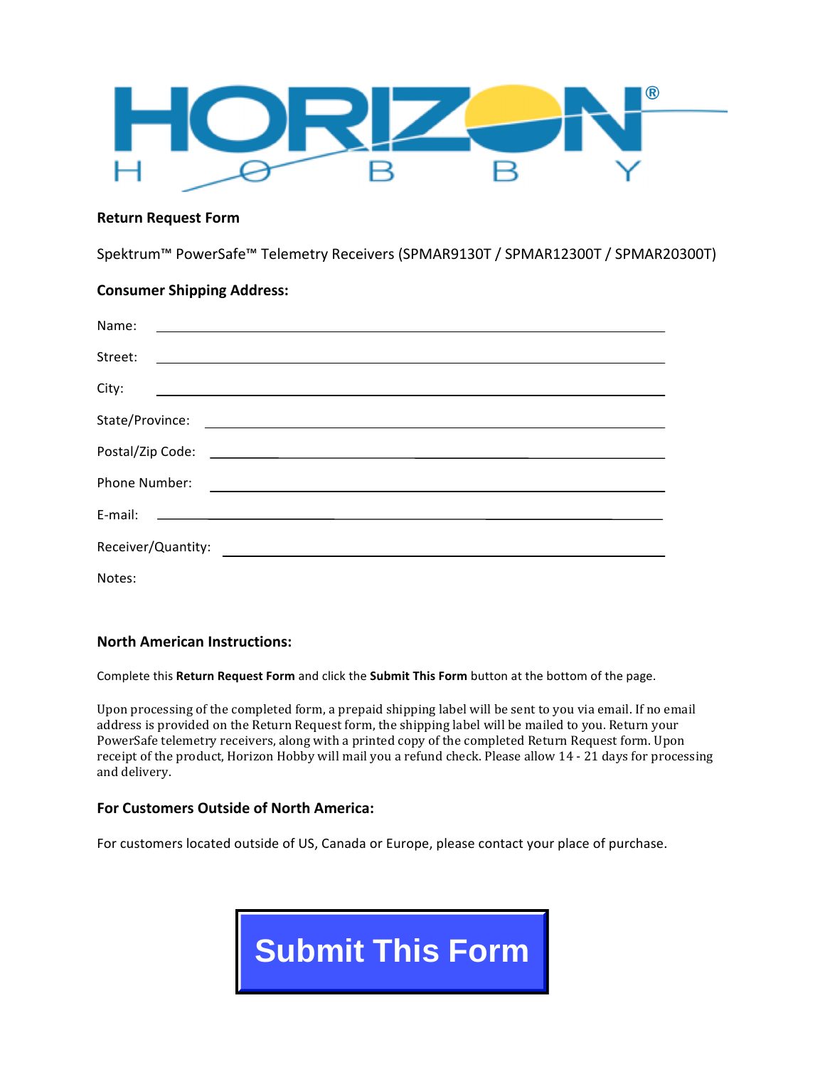**HORIZON**

**HOBBY**

**Return Request Form**

Spektrum™ PowerSafe™ Telemetry Receivers (SPMAR9130T / SPMAR12300T / SPMAR20300T)

**Consumer Shipping Address:**

Name: ______________________________

Street: ______________________________

City: ______________________________

State/Province: ______________________________

Postal/Zip Code: ______________________________

Phone Number: ______________________________

E-mail: ______________________________

Receiver/Quantity: ______________________________

Notes:

**North American Instructions:**

Complete this **Return Request Form** and click the **Submit This Form** button at the bottom of the page.

Upon processing of the completed form, a prepaid shipping label will be sent to you via email. If no email address is provided on the Return Request form, the shipping label will be mailed to you. Return your PowerSafe telemetry receivers, along with a printed copy of the completed Return Request form. Upon receipt of the product, Horizon Hobby will mail you a refund check. Please allow 14 - 21 days for processing and delivery.

**For Customers Outside of North America:**

For customers located outside of US, Canada or Europe, please contact your place of purchase.

**Submit This Form**